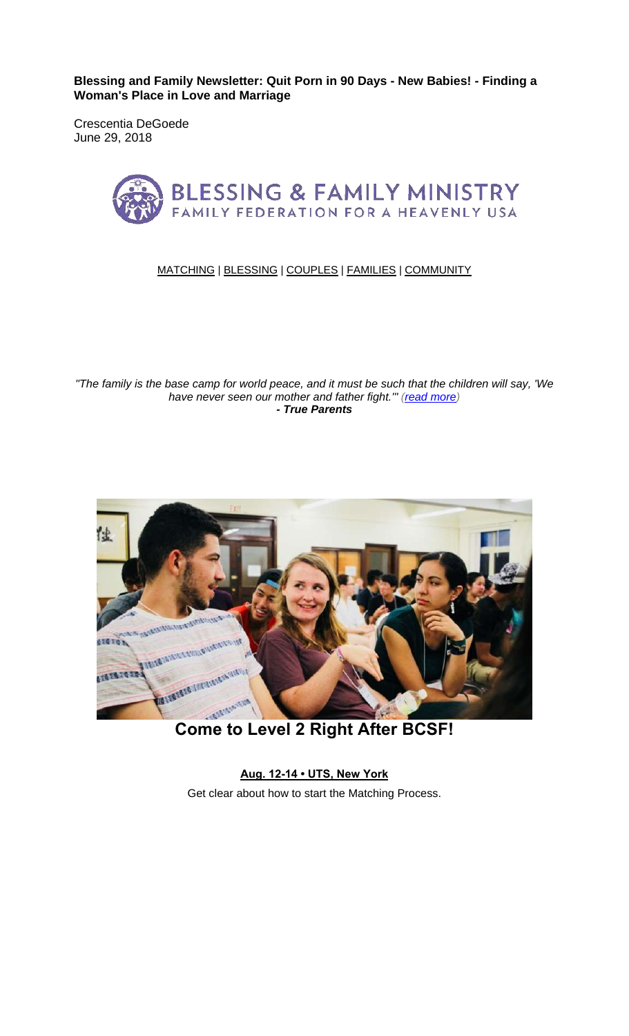**Blessing and Family Newsletter: Quit Porn in 90 Days - New Babies! - Finding a Woman's Place in Love and Marriage**

Crescentia DeGoede
June 29, 2018

BLESSING & FAMILY MINISTRY
FAMILY FEDERATION FOR A HEAVENLY USA

MATCHING | BLESSING | COUPLES | FAMILIES | COMMUNITY

*"The family is the base camp for world peace, and it must be such that the children will say, 'We have never seen our mother and father fight.'" (read more)*
***- True Parents***

## Come to Level 2 Right After BCSF!

**Aug. 12-14 • UTS, New York**

Get clear about how to start the Matching Process.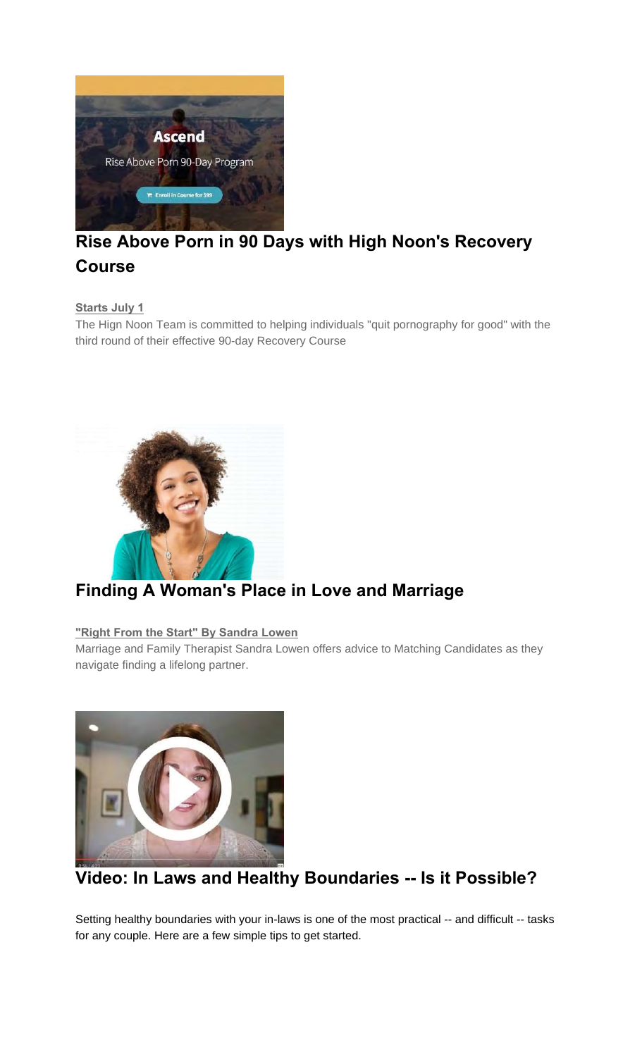## Rise Above Porn in 90 Days with High Noon's Recovery Course

**Starts July 1**

The Hign Noon Team is committed to helping individuals "quit pornography for good" with the third round of their effective 90-day Recovery Course

## Finding A Woman's Place in Love and Marriage

**"Right From the Start" By Sandra Lowen**

Marriage and Family Therapist Sandra Lowen offers advice to Matching Candidates as they navigate finding a lifelong partner.

## Video: In Laws and Healthy Boundaries -- Is it Possible?

Setting healthy boundaries with your in-laws is one of the most practical -- and difficult -- tasks for any couple. Here are a few simple tips to get started.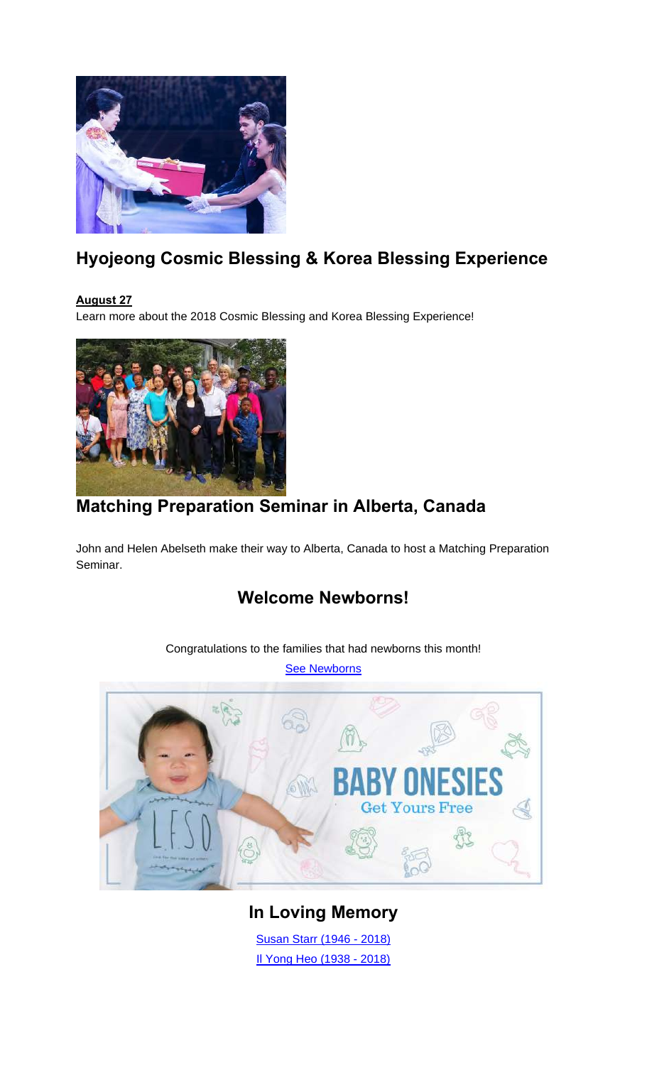## Hyojeong Cosmic Blessing & Korea Blessing Experience

**August 27**

Learn more about the 2018 Cosmic Blessing and Korea Blessing Experience!

## Matching Preparation Seminar in Alberta, Canada

John and Helen Abelseth make their way to Alberta, Canada to host a Matching Preparation Seminar.

## Welcome Newborns!

Congratulations to the families that had newborns this month!

See Newborns

BABY ONESIES

Get Yours Free

## In Loving Memory

Susan Starr (1946 - 2018)

Il Yong Heo (1938 - 2018)